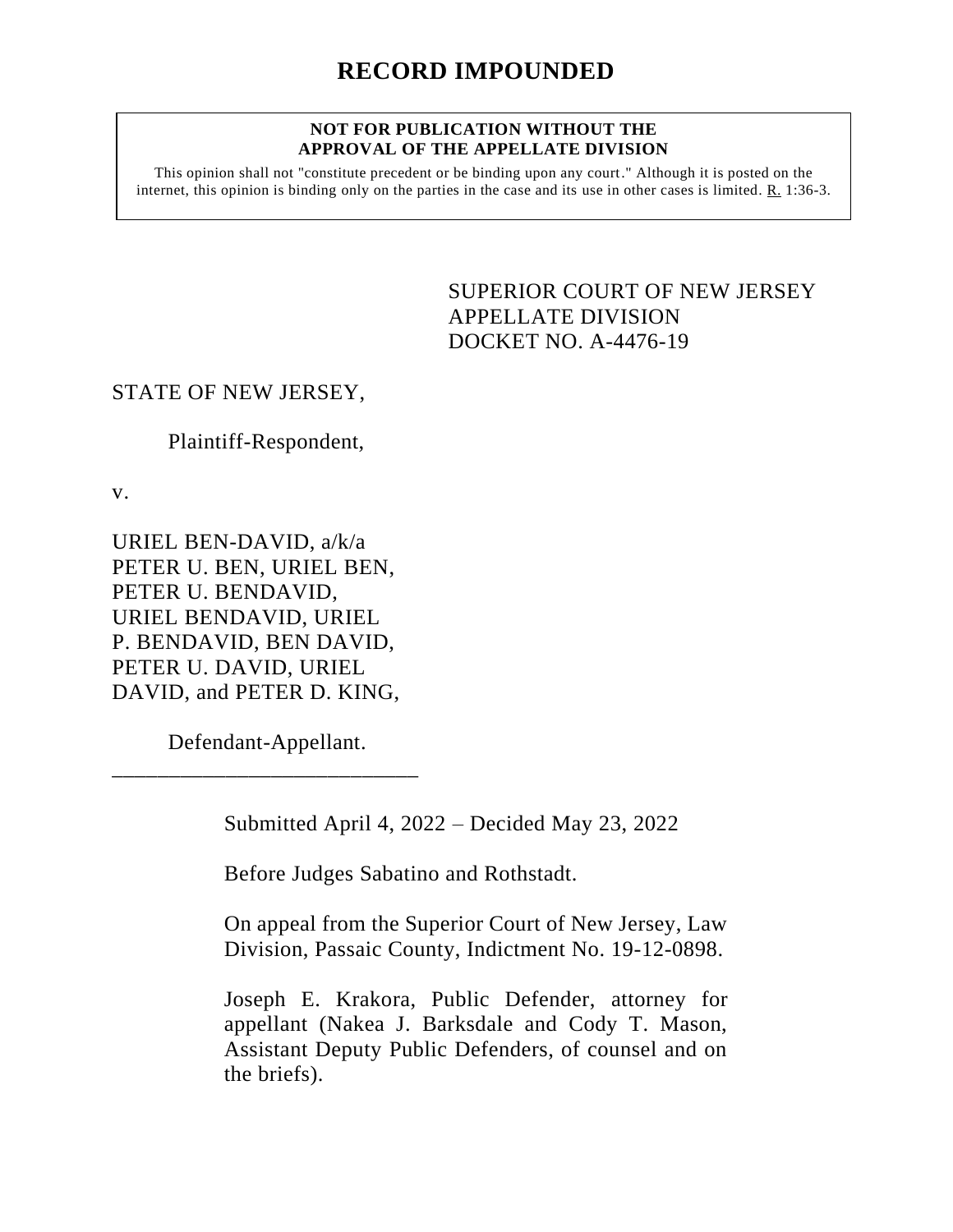# RECORD IMPOUNDED

**NOT FOR PUBLICATION WITHOUT THE APPROVAL OF THE APPELLATE DIVISION**

This opinion shall not "constitute precedent or be binding upon any court." Although it is posted on the internet, this opinion is binding only on the parties in the case and its use in other cases is limited. R. 1:36-3.

SUPERIOR COURT OF NEW JERSEY
APPELLATE DIVISION
DOCKET NO. A-4476-19

STATE OF NEW JERSEY,

Plaintiff-Respondent,

v.

URIEL BEN-DAVID, a/k/a PETER U. BEN, URIEL BEN, PETER U. BENDAVID, URIEL BENDAVID, URIEL P. BENDAVID, BEN DAVID, PETER U. DAVID, URIEL DAVID, and PETER D. KING,

Defendant-Appellant.

\_\_\_\_\_\_\_\_\_\_\_\_\_\_\_\_\_\_\_\_\_\_\_\_\_\_\_\_

Submitted April 4, 2022 – Decided May 23, 2022

Before Judges Sabatino and Rothstadt.

On appeal from the Superior Court of New Jersey, Law Division, Passaic County, Indictment No. 19-12-0898.

Joseph E. Krakora, Public Defender, attorney for appellant (Nakea J. Barksdale and Cody T. Mason, Assistant Deputy Public Defenders, of counsel and on the briefs).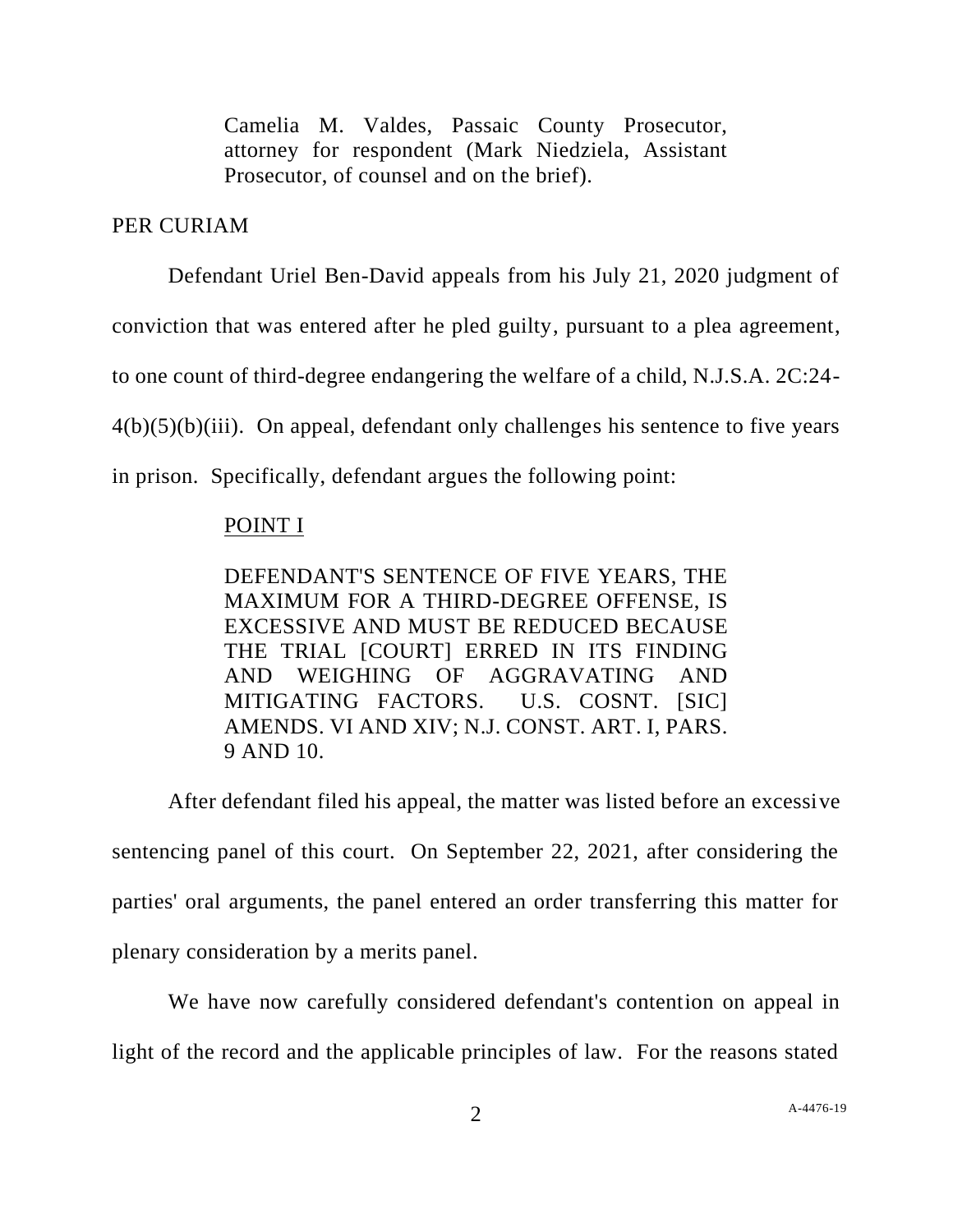Camelia M. Valdes, Passaic County Prosecutor, attorney for respondent (Mark Niedziela, Assistant Prosecutor, of counsel and on the brief).

PER CURIAM

Defendant Uriel Ben-David appeals from his July 21, 2020 judgment of conviction that was entered after he pled guilty, pursuant to a plea agreement, to one count of third-degree endangering the welfare of a child, N.J.S.A. 2C:24-4(b)(5)(b)(iii). On appeal, defendant only challenges his sentence to five years in prison. Specifically, defendant argues the following point:

POINT I

DEFENDANT'S SENTENCE OF FIVE YEARS, THE MAXIMUM FOR A THIRD-DEGREE OFFENSE, IS EXCESSIVE AND MUST BE REDUCED BECAUSE THE TRIAL [COURT] ERRED IN ITS FINDING AND WEIGHING OF AGGRAVATING AND MITIGATING FACTORS. U.S. COSNT. [SIC] AMENDS. VI AND XIV; N.J. CONST. ART. I, PARS. 9 AND 10.

After defendant filed his appeal, the matter was listed before an excessive sentencing panel of this court. On September 22, 2021, after considering the parties' oral arguments, the panel entered an order transferring this matter for plenary consideration by a merits panel.

We have now carefully considered defendant's contention on appeal in light of the record and the applicable principles of law. For the reasons stated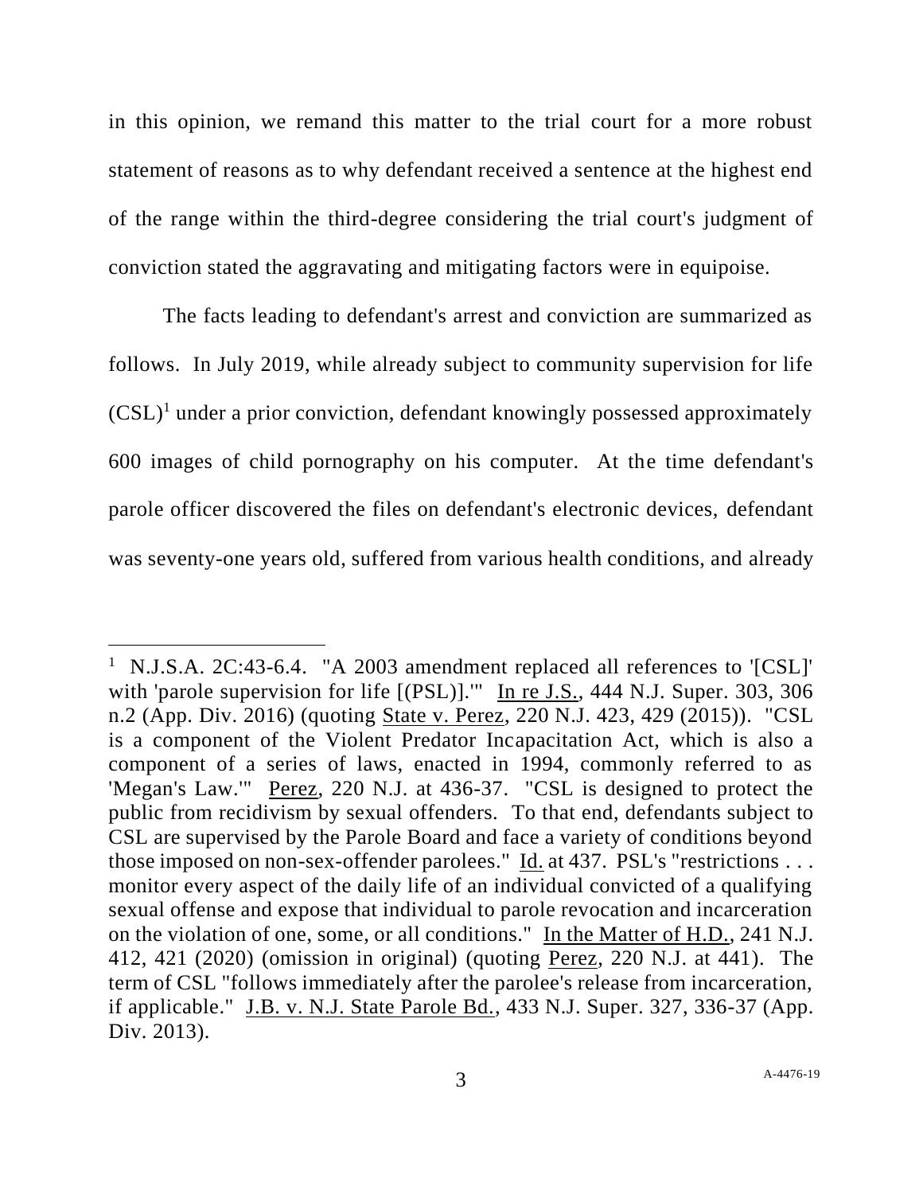in this opinion, we remand this matter to the trial court for a more robust statement of reasons as to why defendant received a sentence at the highest end of the range within the third-degree considering the trial court's judgment of conviction stated the aggravating and mitigating factors were in equipoise.

The facts leading to defendant's arrest and conviction are summarized as follows. In July 2019, while already subject to community supervision for life (CSL)[1] under a prior conviction, defendant knowingly possessed approximately 600 images of child pornography on his computer. At the time defendant's parole officer discovered the files on defendant's electronic devices, defendant was seventy-one years old, suffered from various health conditions, and already

---

[1] N.J.S.A. 2C:43-6.4. "A 2003 amendment replaced all references to '[CSL]' with 'parole supervision for life [(PSL)].'" In re J.S., 444 N.J. Super. 303, 306 n.2 (App. Div. 2016) (quoting State v. Perez, 220 N.J. 423, 429 (2015)). "CSL is a component of the Violent Predator Incapacitation Act, which is also a component of a series of laws, enacted in 1994, commonly referred to as 'Megan's Law.'" Perez, 220 N.J. at 436-37. "CSL is designed to protect the public from recidivism by sexual offenders. To that end, defendants subject to CSL are supervised by the Parole Board and face a variety of conditions beyond those imposed on non-sex-offender parolees." Id. at 437. PSL's "restrictions . . . monitor every aspect of the daily life of an individual convicted of a qualifying sexual offense and expose that individual to parole revocation and incarceration on the violation of one, some, or all conditions." In the Matter of H.D., 241 N.J. 412, 421 (2020) (omission in original) (quoting Perez, 220 N.J. at 441). The term of CSL "follows immediately after the parolee's release from incarceration, if applicable." J.B. v. N.J. State Parole Bd., 433 N.J. Super. 327, 336-37 (App. Div. 2013).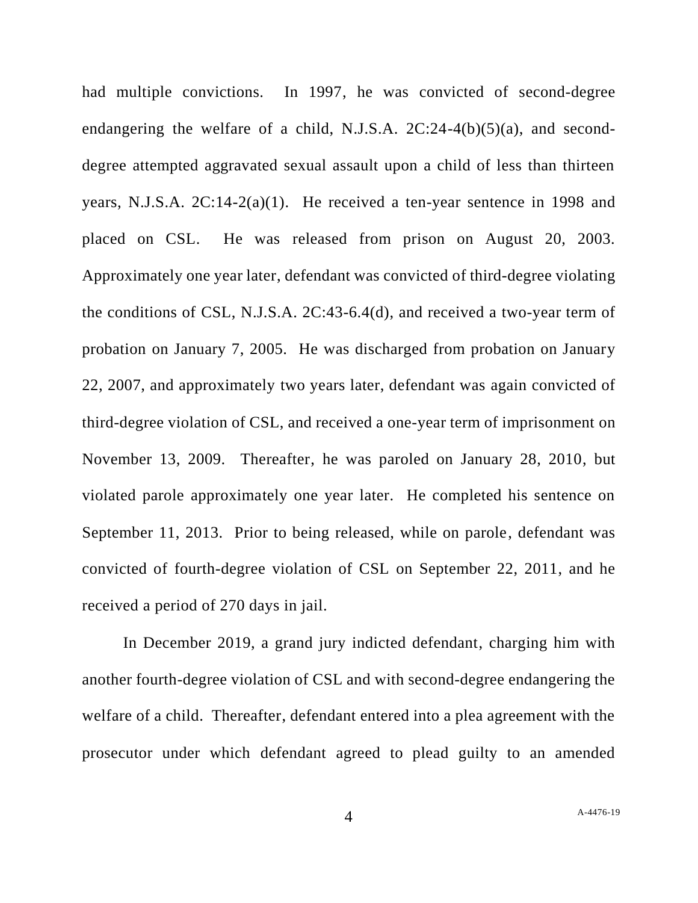had multiple convictions. In 1997, he was convicted of second-degree endangering the welfare of a child, N.J.S.A. 2C:24-4(b)(5)(a), and second-degree attempted aggravated sexual assault upon a child of less than thirteen years, N.J.S.A. 2C:14-2(a)(1). He received a ten-year sentence in 1998 and placed on CSL. He was released from prison on August 20, 2003. Approximately one year later, defendant was convicted of third-degree violating the conditions of CSL, N.J.S.A. 2C:43-6.4(d), and received a two-year term of probation on January 7, 2005. He was discharged from probation on January 22, 2007, and approximately two years later, defendant was again convicted of third-degree violation of CSL, and received a one-year term of imprisonment on November 13, 2009. Thereafter, he was paroled on January 28, 2010, but violated parole approximately one year later. He completed his sentence on September 11, 2013. Prior to being released, while on parole, defendant was convicted of fourth-degree violation of CSL on September 22, 2011, and he received a period of 270 days in jail.

In December 2019, a grand jury indicted defendant, charging him with another fourth-degree violation of CSL and with second-degree endangering the welfare of a child. Thereafter, defendant entered into a plea agreement with the prosecutor under which defendant agreed to plead guilty to an amended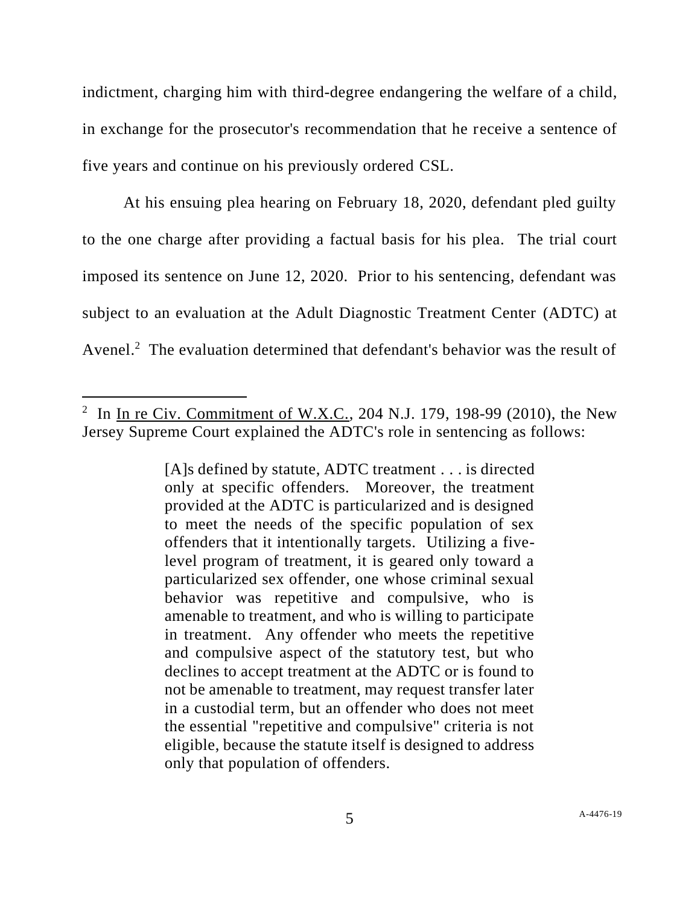indictment, charging him with third-degree endangering the welfare of a child, in exchange for the prosecutor's recommendation that he receive a sentence of five years and continue on his previously ordered CSL.

At his ensuing plea hearing on February 18, 2020, defendant pled guilty to the one charge after providing a factual basis for his plea. The trial court imposed its sentence on June 12, 2020. Prior to his sentencing, defendant was subject to an evaluation at the Adult Diagnostic Treatment Center (ADTC) at Avenel.[2] The evaluation determined that defendant's behavior was the result of

---

[2] In In re Civ. Commitment of W.X.C., 204 N.J. 179, 198-99 (2010), the New Jersey Supreme Court explained the ADTC's role in sentencing as follows:

> [A]s defined by statute, ADTC treatment . . . is directed only at specific offenders. Moreover, the treatment provided at the ADTC is particularized and is designed to meet the needs of the specific population of sex offenders that it intentionally targets. Utilizing a five-level program of treatment, it is geared only toward a particularized sex offender, one whose criminal sexual behavior was repetitive and compulsive, who is amenable to treatment, and who is willing to participate in treatment. Any offender who meets the repetitive and compulsive aspect of the statutory test, but who declines to accept treatment at the ADTC or is found to not be amenable to treatment, may request transfer later in a custodial term, but an offender who does not meet the essential "repetitive and compulsive" criteria is not eligible, because the statute itself is designed to address only that population of offenders.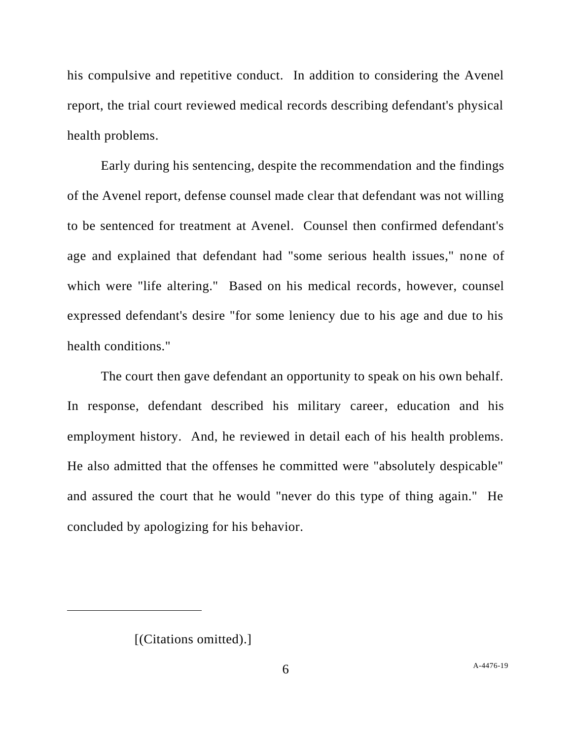his compulsive and repetitive conduct. In addition to considering the Avenel report, the trial court reviewed medical records describing defendant's physical health problems.

Early during his sentencing, despite the recommendation and the findings of the Avenel report, defense counsel made clear that defendant was not willing to be sentenced for treatment at Avenel. Counsel then confirmed defendant's age and explained that defendant had "some serious health issues," none of which were "life altering." Based on his medical records, however, counsel expressed defendant's desire "for some leniency due to his age and due to his health conditions."

The court then gave defendant an opportunity to speak on his own behalf. In response, defendant described his military career, education and his employment history. And, he reviewed in detail each of his health problems. He also admitted that the offenses he committed were "absolutely despicable" and assured the court that he would "never do this type of thing again." He concluded by apologizing for his behavior.

---

[(Citations omitted).]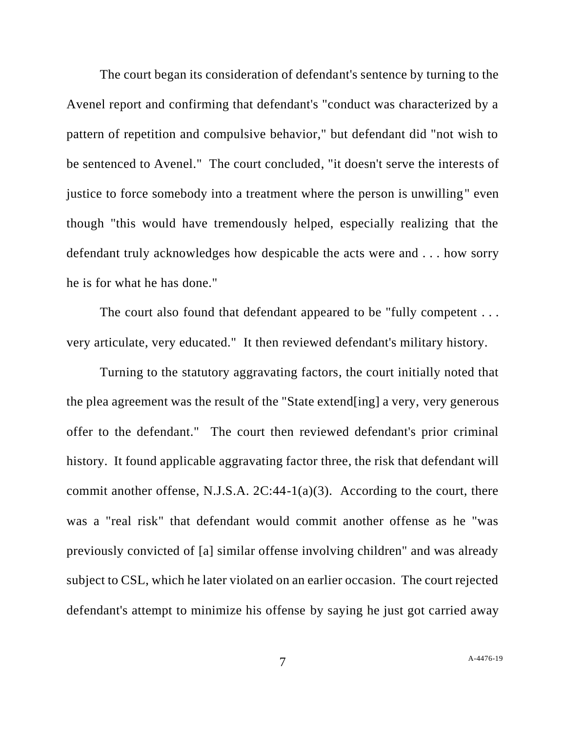The court began its consideration of defendant's sentence by turning to the Avenel report and confirming that defendant's "conduct was characterized by a pattern of repetition and compulsive behavior," but defendant did "not wish to be sentenced to Avenel." The court concluded, "it doesn't serve the interests of justice to force somebody into a treatment where the person is unwilling" even though "this would have tremendously helped, especially realizing that the defendant truly acknowledges how despicable the acts were and . . . how sorry he is for what he has done."

The court also found that defendant appeared to be "fully competent . . . very articulate, very educated." It then reviewed defendant's military history.

Turning to the statutory aggravating factors, the court initially noted that the plea agreement was the result of the "State extend[ing] a very, very generous offer to the defendant." The court then reviewed defendant's prior criminal history. It found applicable aggravating factor three, the risk that defendant will commit another offense, N.J.S.A. 2C:44-1(a)(3). According to the court, there was a "real risk" that defendant would commit another offense as he "was previously convicted of [a] similar offense involving children" and was already subject to CSL, which he later violated on an earlier occasion. The court rejected defendant's attempt to minimize his offense by saying he just got carried away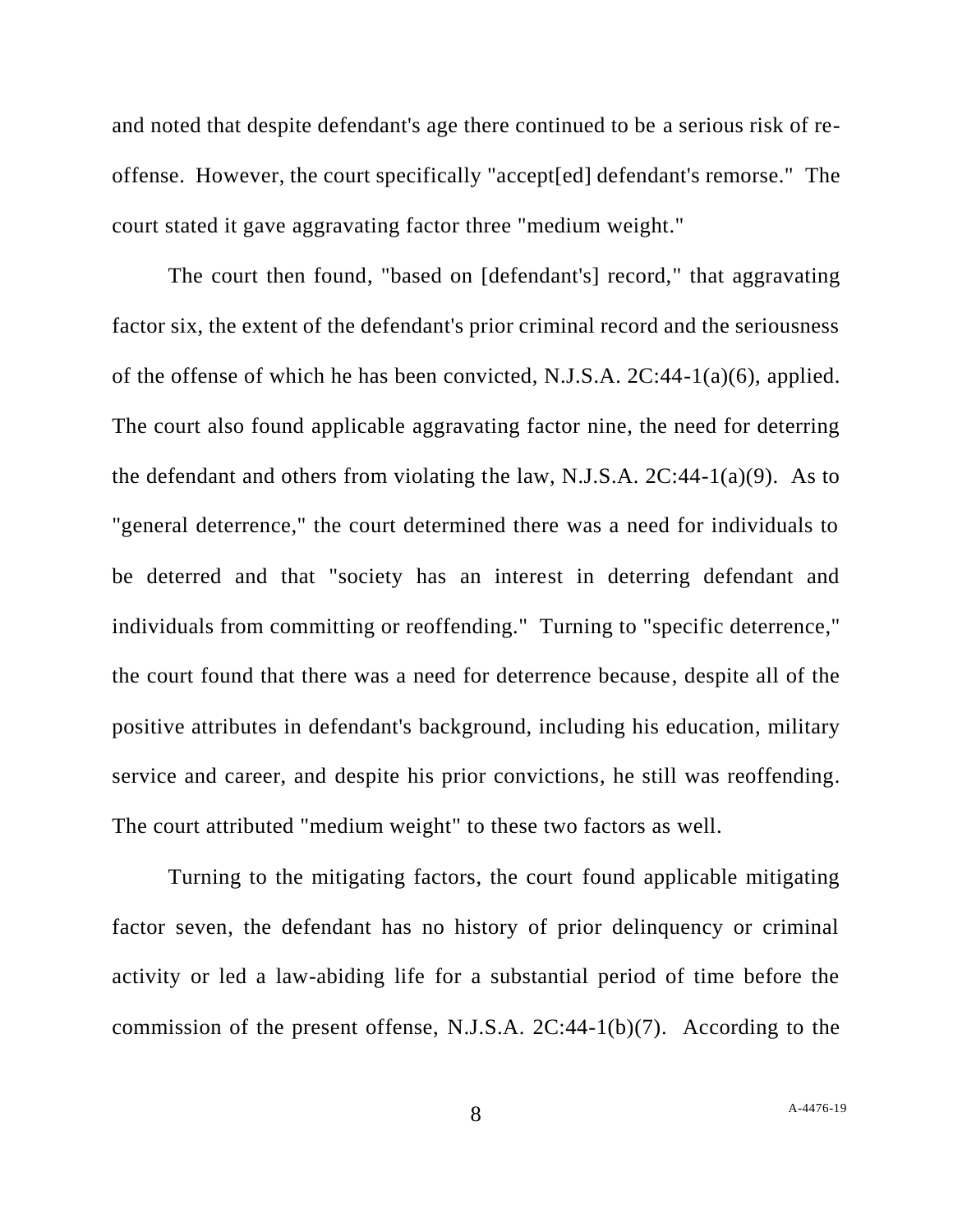and noted that despite defendant's age there continued to be a serious risk of re-offense. However, the court specifically "accept[ed] defendant's remorse." The court stated it gave aggravating factor three "medium weight."

The court then found, "based on [defendant's] record," that aggravating factor six, the extent of the defendant's prior criminal record and the seriousness of the offense of which he has been convicted, N.J.S.A. 2C:44-1(a)(6), applied. The court also found applicable aggravating factor nine, the need for deterring the defendant and others from violating the law, N.J.S.A. 2C:44-1(a)(9). As to "general deterrence," the court determined there was a need for individuals to be deterred and that "society has an interest in deterring defendant and individuals from committing or reoffending." Turning to "specific deterrence," the court found that there was a need for deterrence because, despite all of the positive attributes in defendant's background, including his education, military service and career, and despite his prior convictions, he still was reoffending. The court attributed "medium weight" to these two factors as well.

Turning to the mitigating factors, the court found applicable mitigating factor seven, the defendant has no history of prior delinquency or criminal activity or led a law-abiding life for a substantial period of time before the commission of the present offense, N.J.S.A. 2C:44-1(b)(7). According to the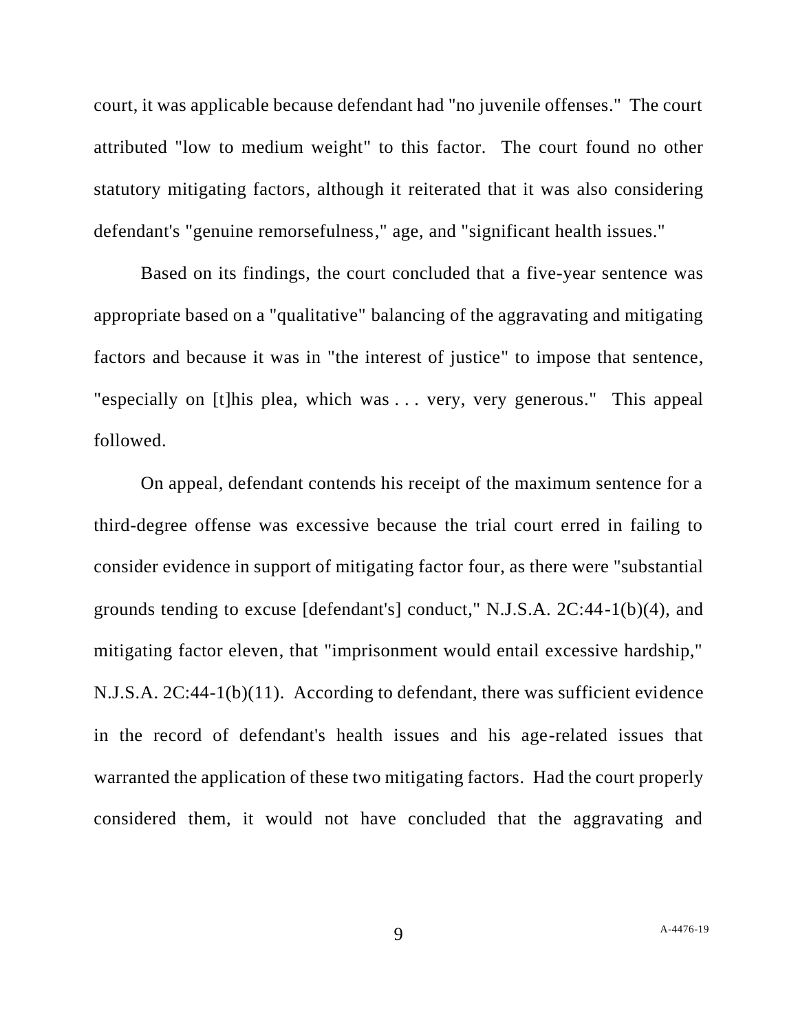court, it was applicable because defendant had "no juvenile offenses." The court attributed "low to medium weight" to this factor. The court found no other statutory mitigating factors, although it reiterated that it was also considering defendant's "genuine remorsefulness," age, and "significant health issues."

Based on its findings, the court concluded that a five-year sentence was appropriate based on a "qualitative" balancing of the aggravating and mitigating factors and because it was in "the interest of justice" to impose that sentence, "especially on [t]his plea, which was . . . very, very generous." This appeal followed.

On appeal, defendant contends his receipt of the maximum sentence for a third-degree offense was excessive because the trial court erred in failing to consider evidence in support of mitigating factor four, as there were "substantial grounds tending to excuse [defendant's] conduct," N.J.S.A. 2C:44-1(b)(4), and mitigating factor eleven, that "imprisonment would entail excessive hardship," N.J.S.A. 2C:44-1(b)(11). According to defendant, there was sufficient evidence in the record of defendant's health issues and his age-related issues that warranted the application of these two mitigating factors. Had the court properly considered them, it would not have concluded that the aggravating and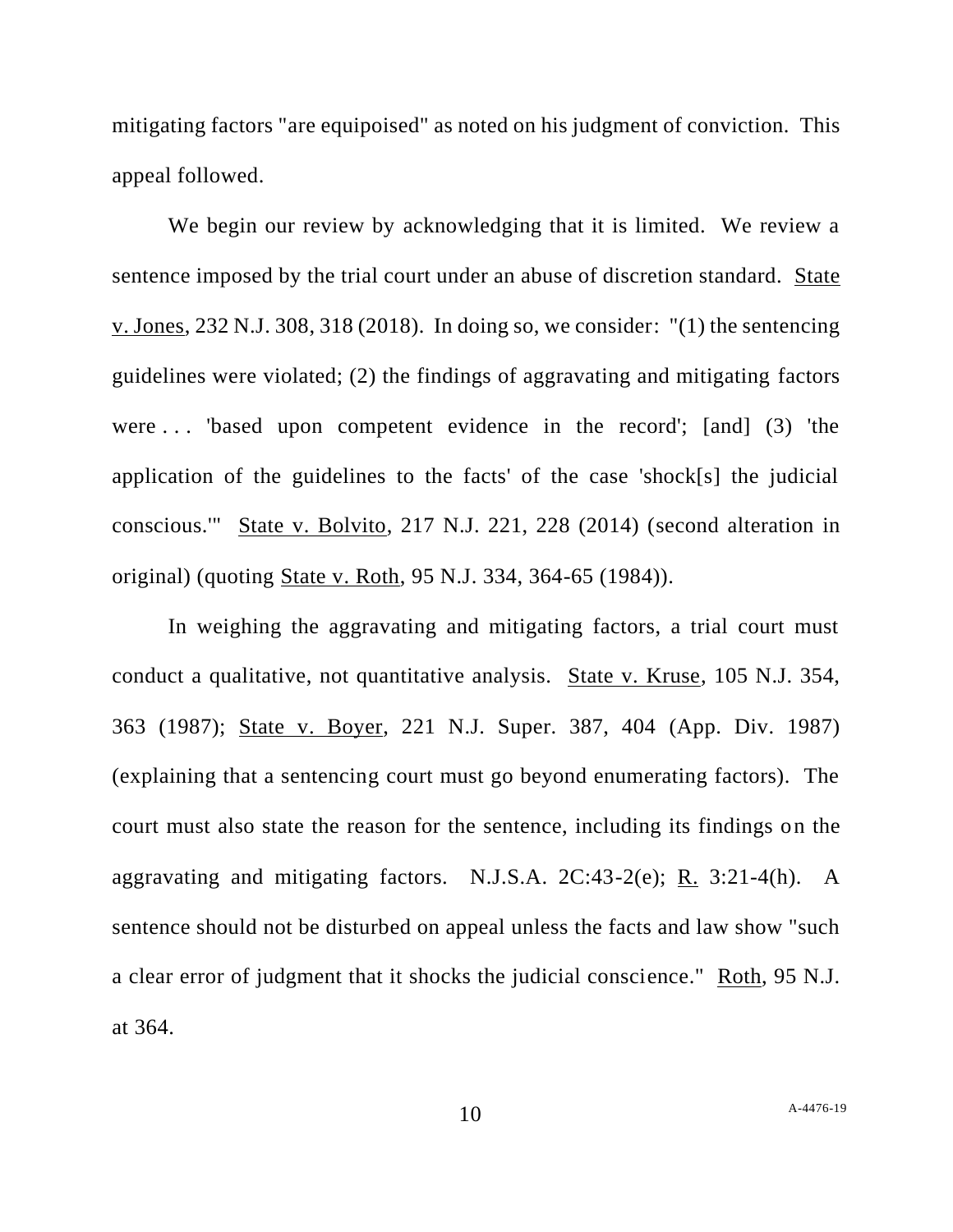mitigating factors "are equipoised" as noted on his judgment of conviction. This appeal followed.

We begin our review by acknowledging that it is limited. We review a sentence imposed by the trial court under an abuse of discretion standard. State v. Jones, 232 N.J. 308, 318 (2018). In doing so, we consider: "(1) the sentencing guidelines were violated; (2) the findings of aggravating and mitigating factors were . . . 'based upon competent evidence in the record'; [and] (3) 'the application of the guidelines to the facts' of the case 'shock[s] the judicial conscious.'" State v. Bolvito, 217 N.J. 221, 228 (2014) (second alteration in original) (quoting State v. Roth, 95 N.J. 334, 364-65 (1984)).

In weighing the aggravating and mitigating factors, a trial court must conduct a qualitative, not quantitative analysis. State v. Kruse, 105 N.J. 354, 363 (1987); State v. Boyer, 221 N.J. Super. 387, 404 (App. Div. 1987) (explaining that a sentencing court must go beyond enumerating factors). The court must also state the reason for the sentence, including its findings on the aggravating and mitigating factors. N.J.S.A. 2C:43-2(e); R. 3:21-4(h). A sentence should not be disturbed on appeal unless the facts and law show "such a clear error of judgment that it shocks the judicial conscience." Roth, 95 N.J. at 364.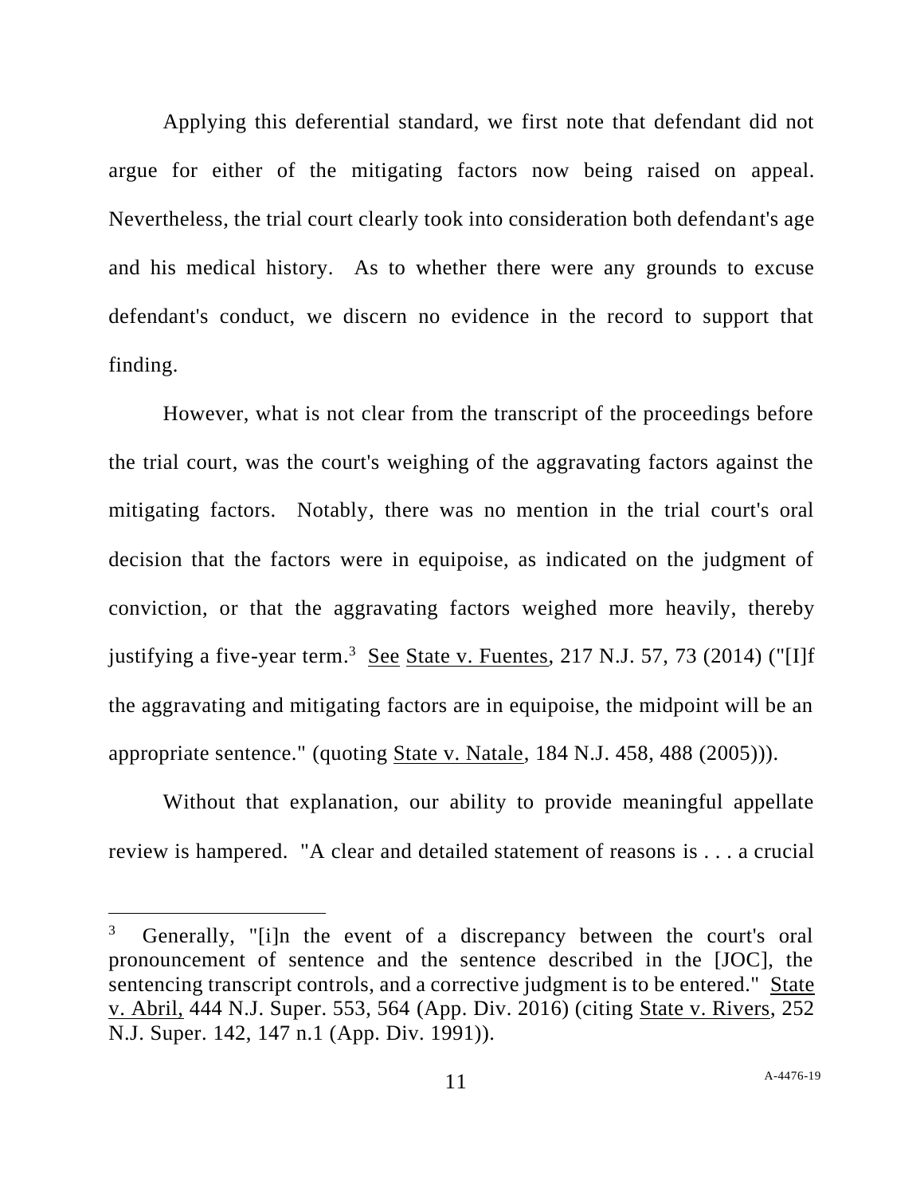Applying this deferential standard, we first note that defendant did not argue for either of the mitigating factors now being raised on appeal. Nevertheless, the trial court clearly took into consideration both defendant's age and his medical history. As to whether there were any grounds to excuse defendant's conduct, we discern no evidence in the record to support that finding.

However, what is not clear from the transcript of the proceedings before the trial court, was the court's weighing of the aggravating factors against the mitigating factors. Notably, there was no mention in the trial court's oral decision that the factors were in equipoise, as indicated on the judgment of conviction, or that the aggravating factors weighed more heavily, thereby justifying a five-year term.[3] See State v. Fuentes, 217 N.J. 57, 73 (2014) ("[I]f the aggravating and mitigating factors are in equipoise, the midpoint will be an appropriate sentence." (quoting State v. Natale, 184 N.J. 458, 488 (2005))).

Without that explanation, our ability to provide meaningful appellate review is hampered. "A clear and detailed statement of reasons is . . . a crucial

---

[3] Generally, "[i]n the event of a discrepancy between the court's oral pronouncement of sentence and the sentence described in the [JOC], the sentencing transcript controls, and a corrective judgment is to be entered." State v. Abril, 444 N.J. Super. 553, 564 (App. Div. 2016) (citing State v. Rivers, 252 N.J. Super. 142, 147 n.1 (App. Div. 1991)).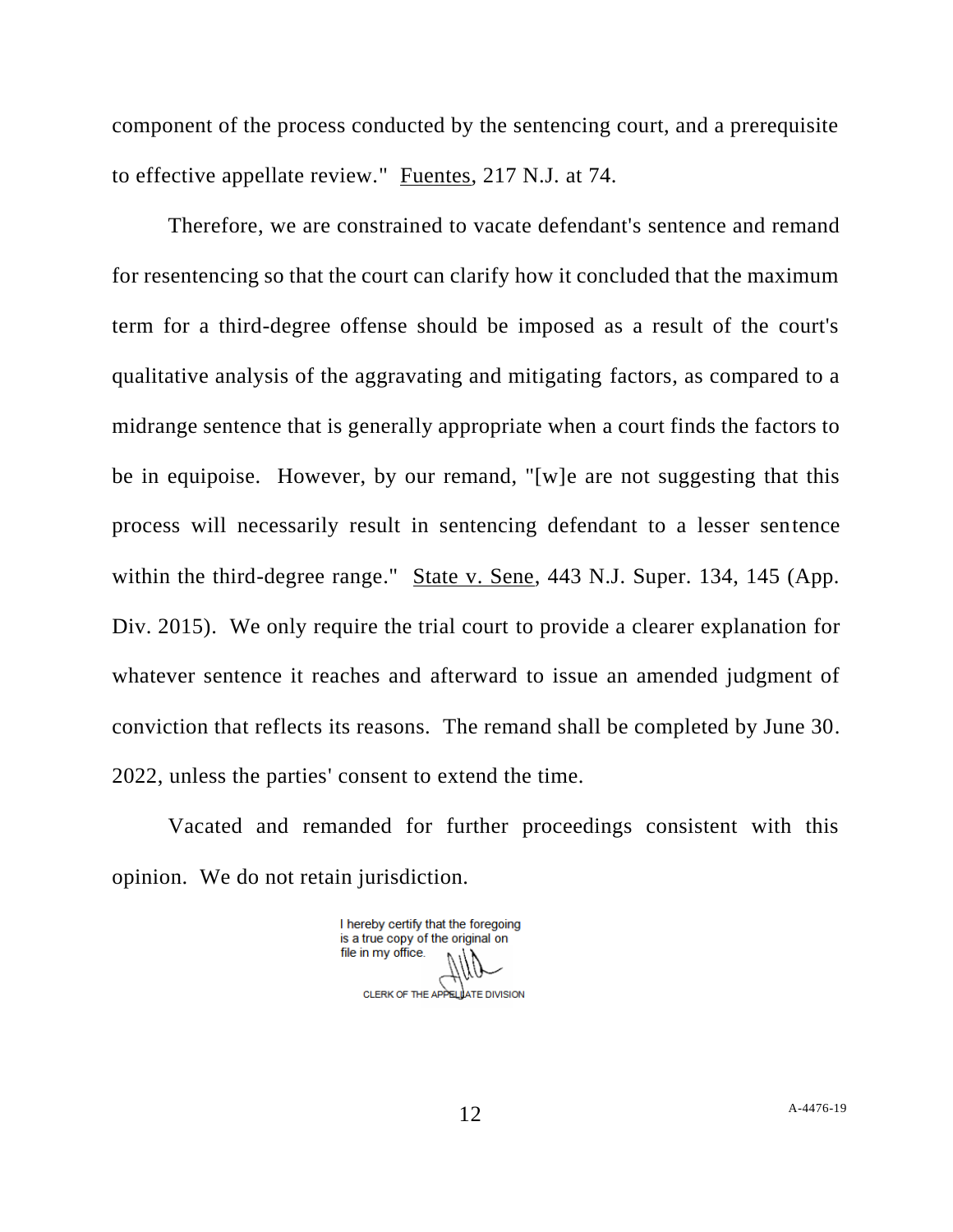component of the process conducted by the sentencing court, and a prerequisite to effective appellate review." Fuentes, 217 N.J. at 74.

Therefore, we are constrained to vacate defendant's sentence and remand for resentencing so that the court can clarify how it concluded that the maximum term for a third-degree offense should be imposed as a result of the court's qualitative analysis of the aggravating and mitigating factors, as compared to a midrange sentence that is generally appropriate when a court finds the factors to be in equipoise. However, by our remand, "[w]e are not suggesting that this process will necessarily result in sentencing defendant to a lesser sentence within the third-degree range." State v. Sene, 443 N.J. Super. 134, 145 (App. Div. 2015). We only require the trial court to provide a clearer explanation for whatever sentence it reaches and afterward to issue an amended judgment of conviction that reflects its reasons. The remand shall be completed by June 30. 2022, unless the parties' consent to extend the time.

Vacated and remanded for further proceedings consistent with this opinion. We do not retain jurisdiction.

I hereby certify that the foregoing is a true copy of the original on file in my office.

CLERK OF THE APPELLATE DIVISION